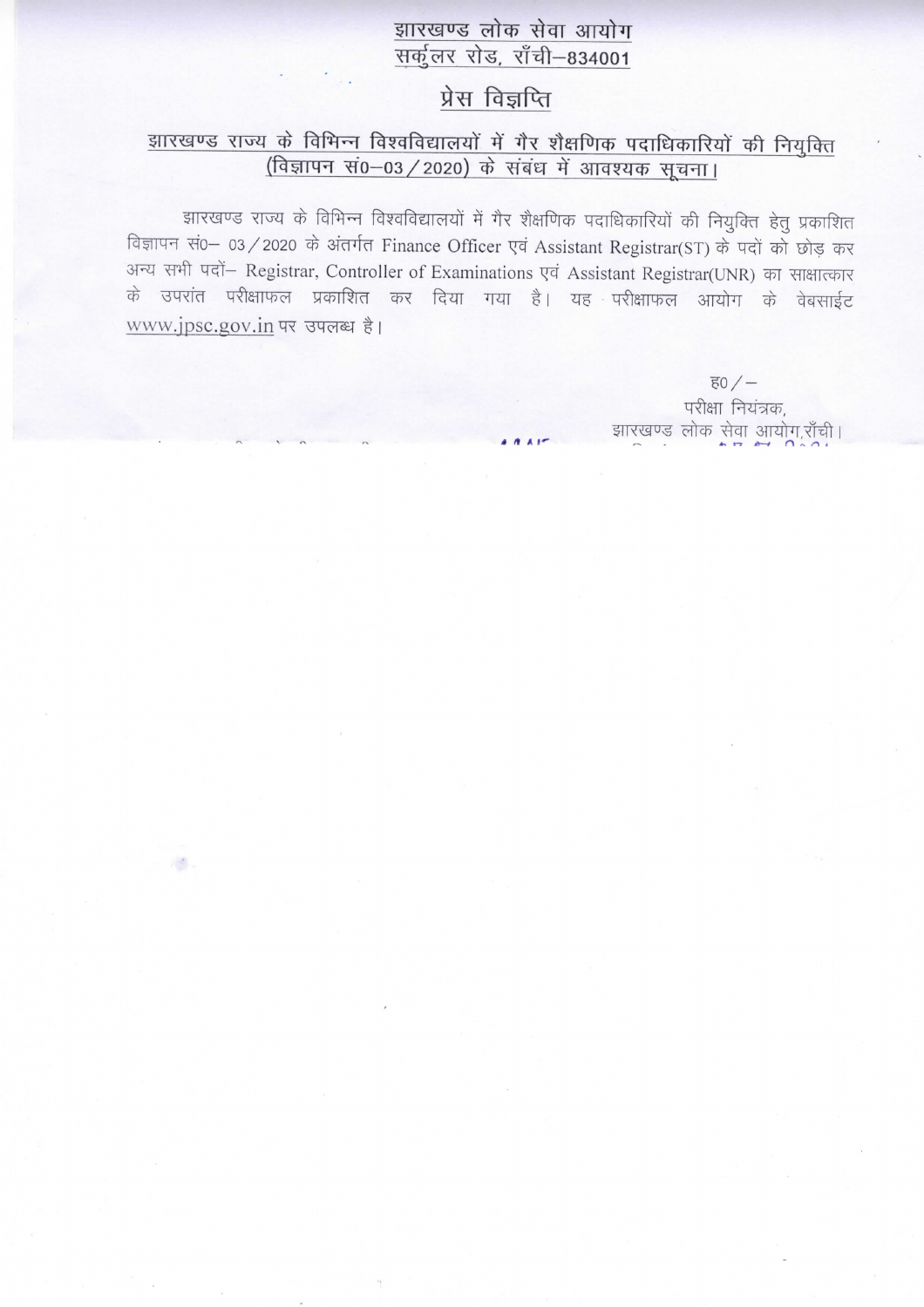# झारखण्ड लोक सेवा आयोग
## सर्कुलर रोड, राँची–834001

## प्रेस विज्ञप्ति

### झारखण्ड राज्य के विभिन्न विश्वविद्यालयों में गैर शैक्षणिक पदाधिकारियों की नियुक्ति (विज्ञापन सं0–03/2020) के संबंध में आवश्यक सूचना।

झारखण्ड राज्य के विभिन्न विश्वविद्यालयों में गैर शैक्षणिक पदाधिकारियों की नियुक्ति हेतु प्रकाशित विज्ञापन सं0– 03/2020 के अंतर्गत Finance Officer एवं Assistant Registrar(ST) के पदों को छोड़ कर अन्य सभी पदों– Registrar, Controller of Examinations एवं Assistant Registrar(UNR) का साक्षात्कार के उपरांत परीक्षाफल प्रकाशित कर दिया गया है। यह परीक्षाफल आयोग के वेबसाईट www.jpsc.gov.in पर उपलब्ध है।

ह0/–
परीक्षा नियंत्रक,
झारखण्ड लोक सेवा आयोग,राँची।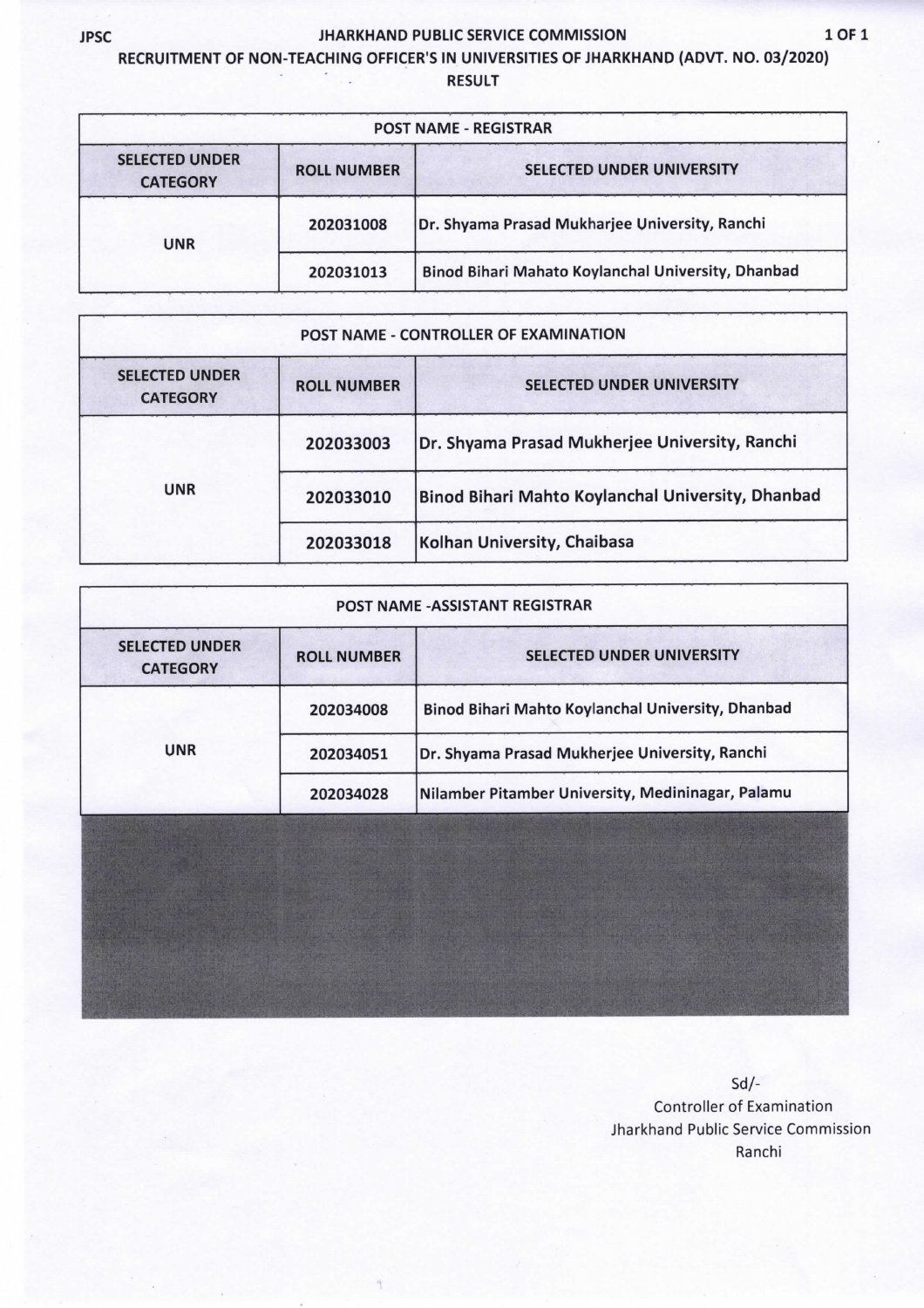# JHARKHAND PUBLIC SERVICE COMMISSION

## RECRUITMENT OF NON-TEACHING OFFICER'S IN UNIVERSITIES OF JHARKHAND (ADVT. NO. 03/2020)

### RESULT

| POST NAME - REGISTRAR | | |
|---|---|---|
| **SELECTED UNDER CATEGORY** | **ROLL NUMBER** | **SELECTED UNDER UNIVERSITY** |
| UNR | 202031008 | Dr. Shyama Prasad Mukharjee University, Ranchi |
| | 202031013 | Binod Bihari Mahato Koylanchal University, Dhanbad |

| POST NAME - CONTROLLER OF EXAMINATION | | |
|---|---|---|
| **SELECTED UNDER CATEGORY** | **ROLL NUMBER** | **SELECTED UNDER UNIVERSITY** |
| UNR | 202033003 | Dr. Shyama Prasad Mukherjee University, Ranchi |
| | 202033010 | Binod Bihari Mahto Koylanchal University, Dhanbad |
| | 202033018 | Kolhan University, Chaibasa |

| POST NAME -ASSISTANT REGISTRAR | | |
|---|---|---|
| **SELECTED UNDER CATEGORY** | **ROLL NUMBER** | **SELECTED UNDER UNIVERSITY** |
| UNR | 202034008 | Binod Bihari Mahto Koylanchal University, Dhanbad |
| | 202034051 | Dr. Shyama Prasad Mukherjee University, Ranchi |
| | 202034028 | Nilamber Pitamber University, Medininagar, Palamu |

Sd/-
Controller of Examination
Jharkhand Public Service Commission
Ranchi